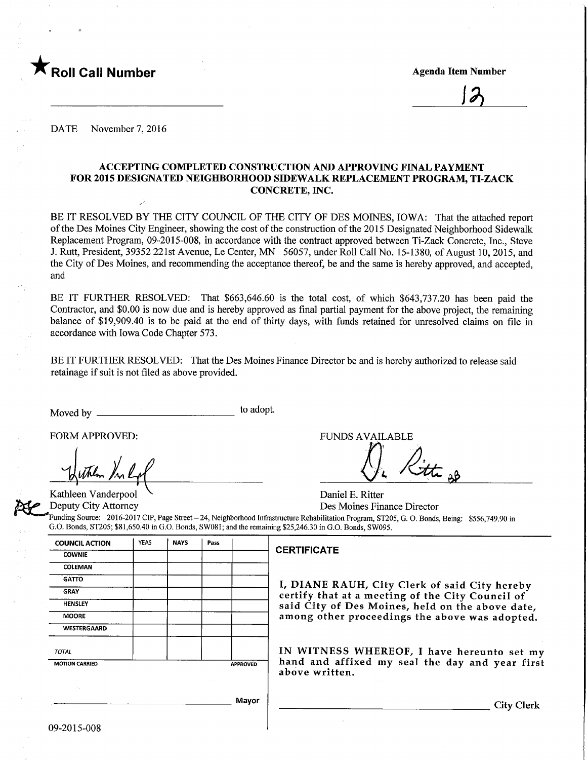★**Roll Call Number**

**Agenda Item Number**

12

DATE November 7, 2016

**ACCEPTING COMPLETED CONSTRUCTION AND APPROVING FINAL PAYMENT FOR 2015 DESIGNATED NEIGHBORHOOD SIDEWALK REPLACEMENT PROGRAM, TI-ZACK CONCRETE, INC.**

BE IT RESOLVED BY THE CITY COUNCIL OF THE CITY OF DES MOINES, IOWA: That the attached report of the Des Moines City Engineer, showing the cost of the construction of the 2015 Designated Neighborhood Sidewalk Replacement Program, 09-2015-008, in accordance with the contract approved between Ti-Zack Concrete, Inc., Steve J. Rutt, President, 39352 221st Avenue, Le Center, MN 56057, under Roll Call No. 15-1380, of August 10, 2015, and the City of Des Moines, and recommending the acceptance thereof, be and the same is hereby approved, and accepted, and

BE IT FURTHER RESOLVED: That $663,646.60 is the total cost, of which $643,737.20 has been paid the Contractor, and $0.00 is now due and is hereby approved as final partial payment for the above project, the remaining balance of $19,909.40 is to be paid at the end of thirty days, with funds retained for unresolved claims on file in accordance with Iowa Code Chapter 573.

BE IT FURTHER RESOLVED: That the Des Moines Finance Director be and is hereby authorized to release said retainage if suit is not filed as above provided.

Moved by ______________________ to adopt.

FORM APPROVED:

Kathleen Vanderpool
Deputy City Attorney

FUNDS AVAILABLE

Daniel E. Ritter
Des Moines Finance Director

Funding Source: 2016-2017 CIP, Page Street – 24, Neighborhood Infrastructure Rehabilitation Program, ST205, G. O. Bonds, Being: $556,749.90 in G.O. Bonds, ST205; $81,650.40 in G.O. Bonds, SW081; and the remaining $25,246.30 in G.O. Bonds, SW095.

| COUNCIL ACTION | YEAS | NAYS | Pass | |
|---|---|---|---|---|
| COWNIE | | | | |
| COLEMAN | | | | |
| GATTO | | | | |
| GRAY | | | | |
| HENSLEY | | | | |
| MOORE | | | | |
| WESTERGAARD | | | | |
| TOTAL | | | | |
| MOTION CARRIED | | | | APPROVED |

______________________ Mayor

**CERTIFICATE**

I, DIANE RAUH, City Clerk of said City hereby certify that at a meeting of the City Council of said City of Des Moines, held on the above date, among other proceedings the above was adopted.

IN WITNESS WHEREOF, I have hereunto set my hand and affixed my seal the day and year first above written.

______________________ City Clerk

09-2015-008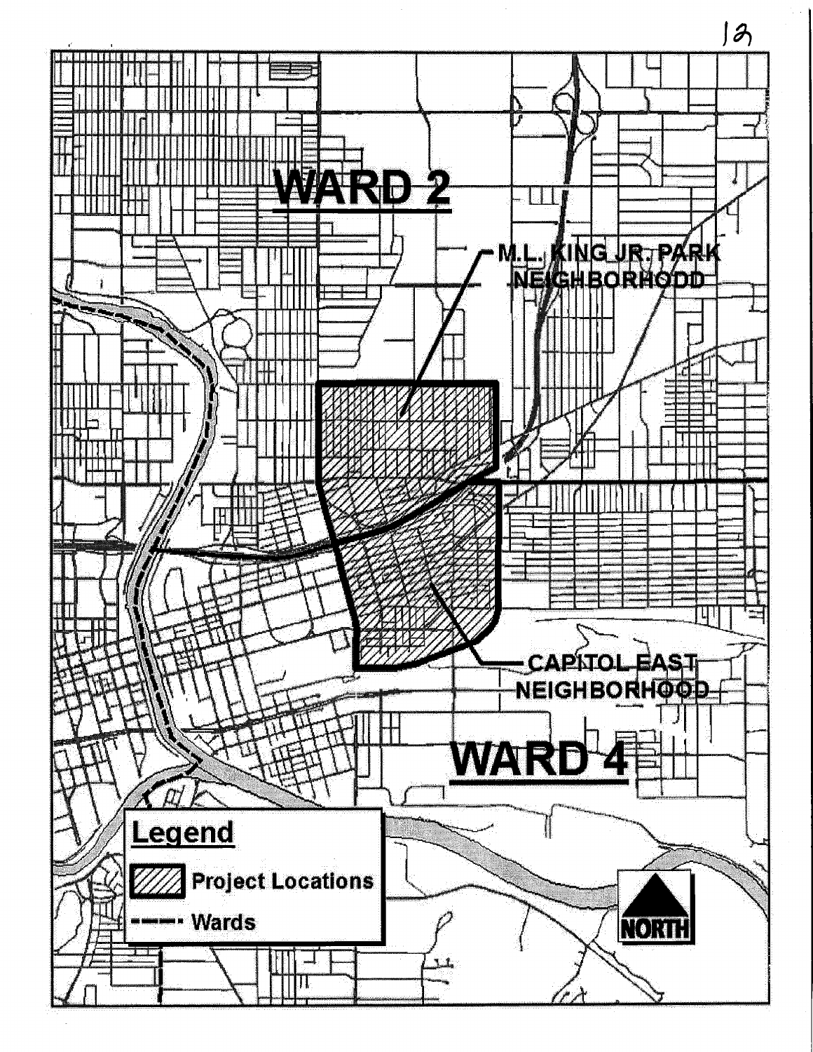WARD 2

M.L. KING JR. PARK NEIGHBORHODD

CAPITOL EAST NEIGHBORHOOD

WARD 4

**Legend**

Project Locations

Wards

NORTH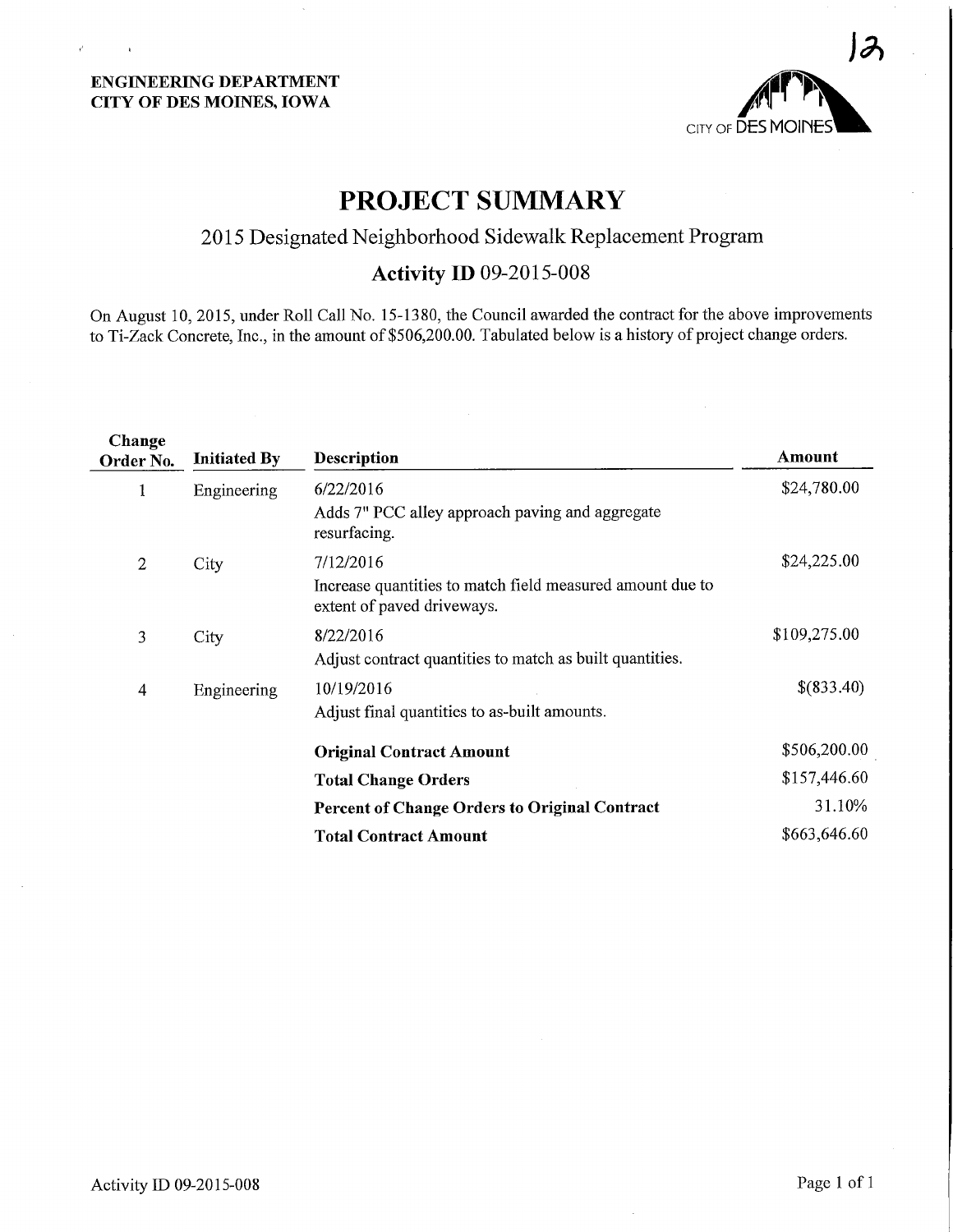ENGINEERING DEPARTMENT
CITY OF DES MOINES, IOWA

# PROJECT SUMMARY

## 2015 Designated Neighborhood Sidewalk Replacement Program

### Activity ID 09-2015-008

On August 10, 2015, under Roll Call No. 15-1380, the Council awarded the contract for the above improvements to Ti-Zack Concrete, Inc., in the amount of $506,200.00. Tabulated below is a history of project change orders.

| Change Order No. | Initiated By | Description | Amount |
|---|---|---|---|
| 1 | Engineering | 6/22/2016<br>Adds 7" PCC alley approach paving and aggregate resurfacing. | $24,780.00 |
| 2 | City | 7/12/2016<br>Increase quantities to match field measured amount due to extent of paved driveways. | $24,225.00 |
| 3 | City | 8/22/2016<br>Adjust contract quantities to match as built quantities. | $109,275.00 |
| 4 | Engineering | 10/19/2016<br>Adjust final quantities to as-built amounts. | $(833.40) |
| | | **Original Contract Amount** | $506,200.00 |
| | | **Total Change Orders** | $157,446.60 |
| | | **Percent of Change Orders to Original Contract** | 31.10% |
| | | **Total Contract Amount** | $663,646.60 |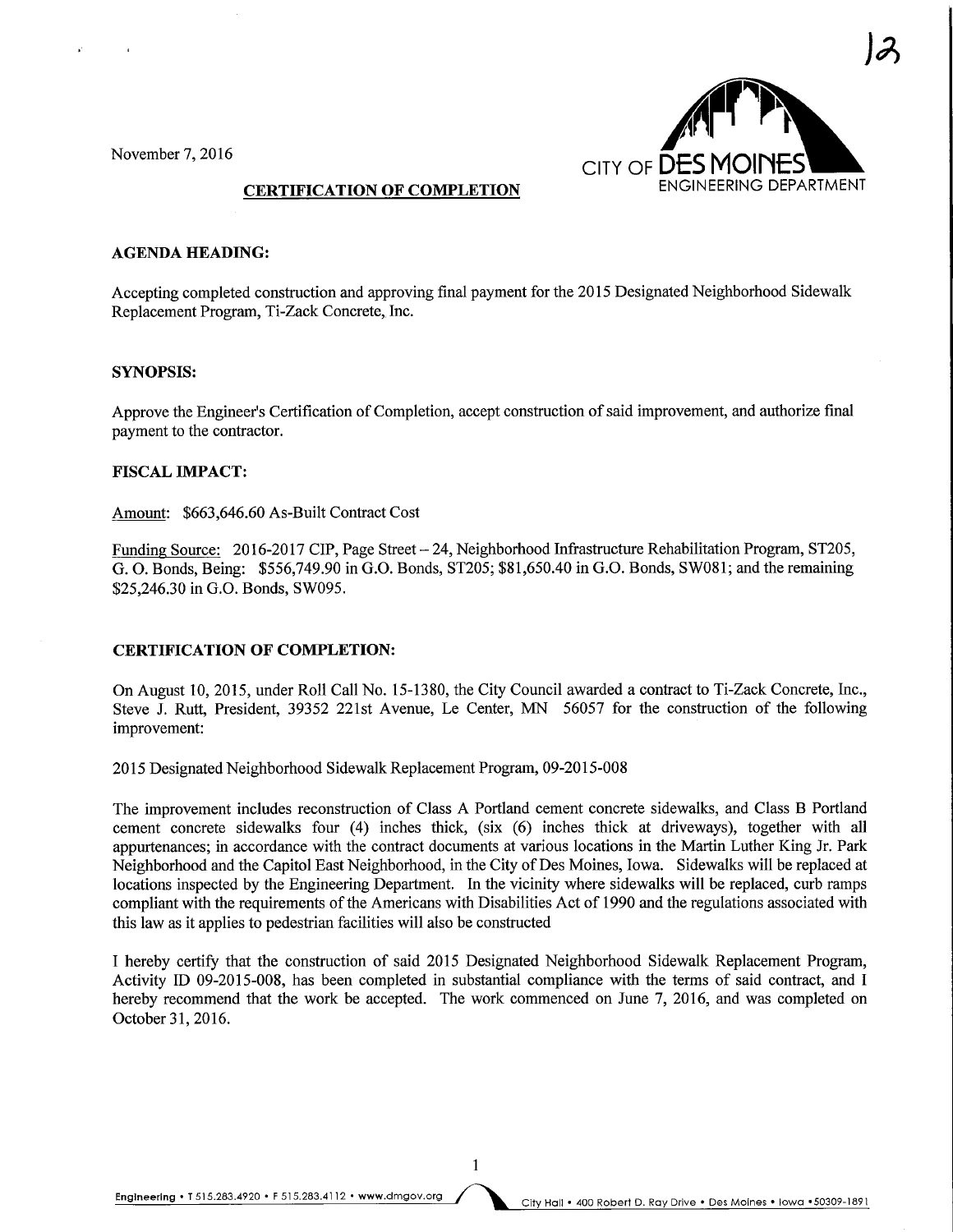November 7, 2016

CITY OF DES MOINES
ENGINEERING DEPARTMENT

## CERTIFICATION OF COMPLETION

### AGENDA HEADING:

Accepting completed construction and approving final payment for the 2015 Designated Neighborhood Sidewalk Replacement Program, Ti-Zack Concrete, Inc.

### SYNOPSIS:

Approve the Engineer's Certification of Completion, accept construction of said improvement, and authorize final payment to the contractor.

### FISCAL IMPACT:

Amount: $663,646.60 As-Built Contract Cost

Funding Source: 2016-2017 CIP, Page Street – 24, Neighborhood Infrastructure Rehabilitation Program, ST205, G. O. Bonds, Being: $556,749.90 in G.O. Bonds, ST205; $81,650.40 in G.O. Bonds, SW081; and the remaining $25,246.30 in G.O. Bonds, SW095.

### CERTIFICATION OF COMPLETION:

On August 10, 2015, under Roll Call No. 15-1380, the City Council awarded a contract to Ti-Zack Concrete, Inc., Steve J. Rutt, President, 39352 221st Avenue, Le Center, MN 56057 for the construction of the following improvement:

2015 Designated Neighborhood Sidewalk Replacement Program, 09-2015-008

The improvement includes reconstruction of Class A Portland cement concrete sidewalks, and Class B Portland cement concrete sidewalks four (4) inches thick, (six (6) inches thick at driveways), together with all appurtenances; in accordance with the contract documents at various locations in the Martin Luther King Jr. Park Neighborhood and the Capitol East Neighborhood, in the City of Des Moines, Iowa. Sidewalks will be replaced at locations inspected by the Engineering Department. In the vicinity where sidewalks will be replaced, curb ramps compliant with the requirements of the Americans with Disabilities Act of 1990 and the regulations associated with this law as it applies to pedestrian facilities will also be constructed

I hereby certify that the construction of said 2015 Designated Neighborhood Sidewalk Replacement Program, Activity ID 09-2015-008, has been completed in substantial compliance with the terms of said contract, and I hereby recommend that the work be accepted. The work commenced on June 7, 2016, and was completed on October 31, 2016.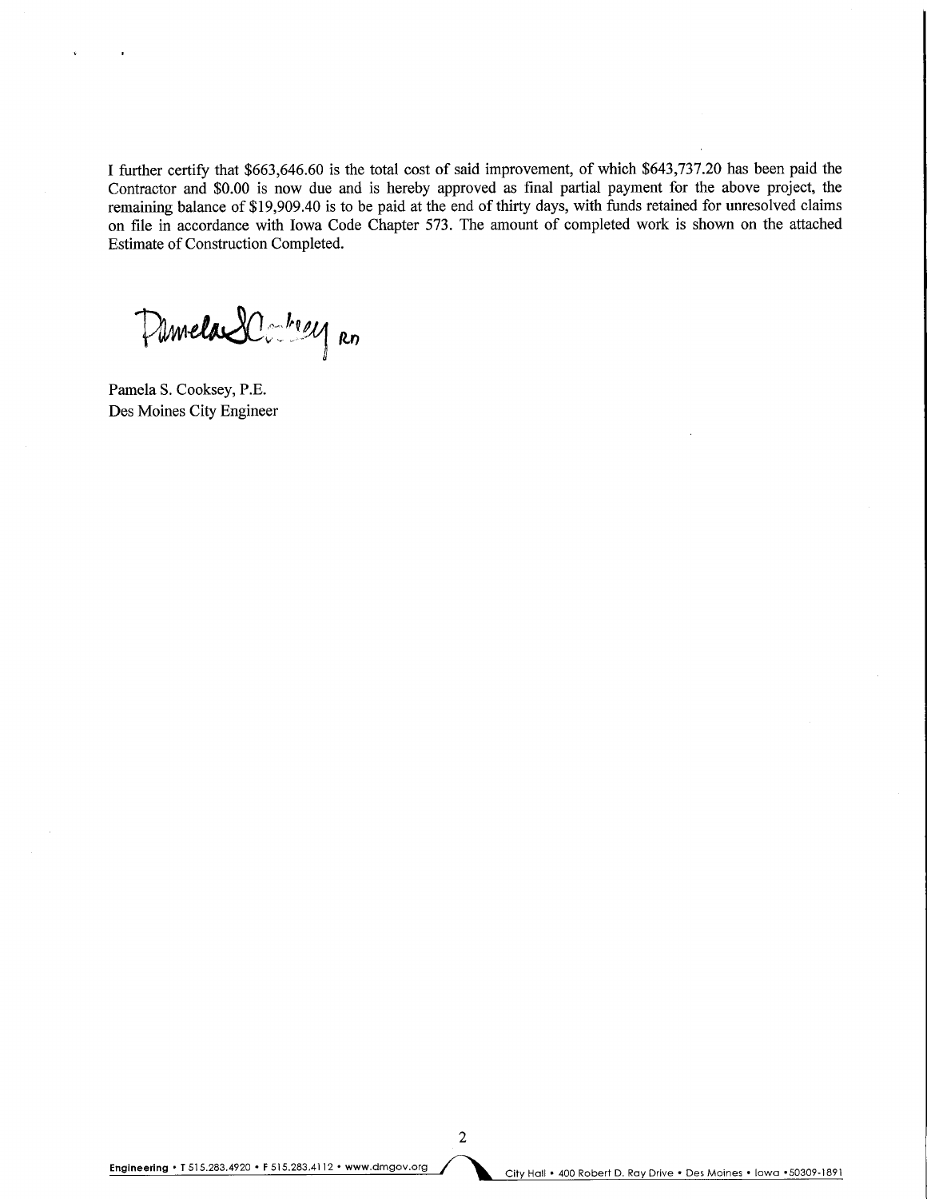I further certify that $663,646.60 is the total cost of said improvement, of which $643,737.20 has been paid the Contractor and $0.00 is now due and is hereby approved as final partial payment for the above project, the remaining balance of $19,909.40 is to be paid at the end of thirty days, with funds retained for unresolved claims on file in accordance with Iowa Code Chapter 573. The amount of completed work is shown on the attached Estimate of Construction Completed.

Pamela S. Cooksey, P.E.
Des Moines City Engineer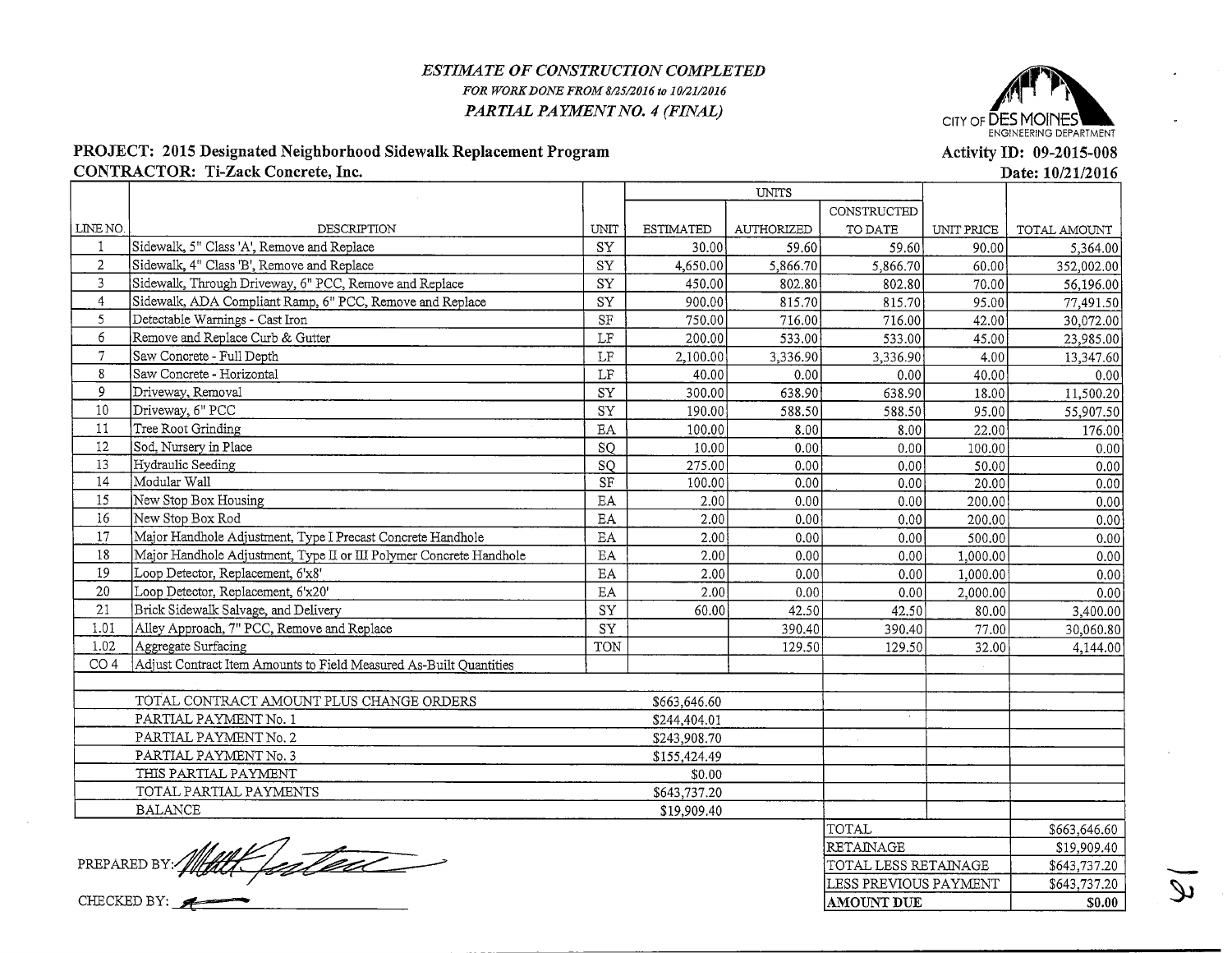*ESTIMATE OF CONSTRUCTION COMPLETED*

*FOR WORK DONE FROM 8/25/2016 to 10/21/2016*

*PARTIAL PAYMENT NO. 4 (FINAL)*

CITY OF DES MOINES ENGINEERING DEPARTMENT

**PROJECT: 2015 Designated Neighborhood Sidewalk Replacement Program**

**CONTRACTOR: Ti-Zack Concrete, Inc.**

**Activity ID: 09-2015-008**

**Date: 10/21/2016**

| LINE NO. | DESCRIPTION | UNIT | UNITS ESTIMATED | AUTHORIZED | CONSTRUCTED TO DATE | UNIT PRICE | TOTAL AMOUNT |
|---|---|---|---|---|---|---|---|
| 1 | Sidewalk, 5" Class 'A', Remove and Replace | SY | 30.00 | 59.60 | 59.60 | 90.00 | 5,364.00 |
| 2 | Sidewalk, 4" Class 'B', Remove and Replace | SY | 4,650.00 | 5,866.70 | 5,866.70 | 60.00 | 352,002.00 |
| 3 | Sidewalk, Through Driveway, 6" PCC, Remove and Replace | SY | 450.00 | 802.80 | 802.80 | 70.00 | 56,196.00 |
| 4 | Sidewalk, ADA Compliant Ramp, 6" PCC, Remove and Replace | SY | 900.00 | 815.70 | 815.70 | 95.00 | 77,491.50 |
| 5 | Detectable Warnings - Cast Iron | SF | 750.00 | 716.00 | 716.00 | 42.00 | 30,072.00 |
| 6 | Remove and Replace Curb & Gutter | LF | 200.00 | 533.00 | 533.00 | 45.00 | 23,985.00 |
| 7 | Saw Concrete - Full Depth | LF | 2,100.00 | 3,336.90 | 3,336.90 | 4.00 | 13,347.60 |
| 8 | Saw Concrete - Horizontal | LF | 40.00 | 0.00 | 0.00 | 40.00 | 0.00 |
| 9 | Driveway, Removal | SY | 300.00 | 638.90 | 638.90 | 18.00 | 11,500.20 |
| 10 | Driveway, 6" PCC | SY | 190.00 | 588.50 | 588.50 | 95.00 | 55,907.50 |
| 11 | Tree Root Grinding | EA | 100.00 | 8.00 | 8.00 | 22.00 | 176.00 |
| 12 | Sod, Nursery in Place | SQ | 10.00 | 0.00 | 0.00 | 100.00 | 0.00 |
| 13 | Hydraulic Seeding | SQ | 275.00 | 0.00 | 0.00 | 50.00 | 0.00 |
| 14 | Modular Wall | SF | 100.00 | 0.00 | 0.00 | 20.00 | 0.00 |
| 15 | New Stop Box Housing | EA | 2.00 | 0.00 | 0.00 | 200.00 | 0.00 |
| 16 | New Stop Box Rod | EA | 2.00 | 0.00 | 0.00 | 200.00 | 0.00 |
| 17 | Major Handhole Adjustment, Type I Precast Concrete Handhole | EA | 2.00 | 0.00 | 0.00 | 500.00 | 0.00 |
| 18 | Major Handhole Adjustment, Type II or III Polymer Concrete Handhole | EA | 2.00 | 0.00 | 0.00 | 1,000.00 | 0.00 |
| 19 | Loop Detector, Replacement, 6'x8' | EA | 2.00 | 0.00 | 0.00 | 1,000.00 | 0.00 |
| 20 | Loop Detector, Replacement, 6'x20' | EA | 2.00 | 0.00 | 0.00 | 2,000.00 | 0.00 |
| 21 | Brick Sidewalk Salvage, and Delivery | SY | 60.00 | 42.50 | 42.50 | 80.00 | 3,400.00 |
| 1.01 | Alley Approach, 7" PCC, Remove and Replace | SY | | 390.40 | 390.40 | 77.00 | 30,060.80 |
| 1.02 | Aggregate Surfacing | TON | | 129.50 | 129.50 | 32.00 | 4,144.00 |
| CO 4 | Adjust Contract Item Amounts to Field Measured As-Built Quantities | | | | | | |

| | |
|---|---|
| TOTAL CONTRACT AMOUNT PLUS CHANGE ORDERS | $663,646.60 |
| PARTIAL PAYMENT No. 1 | $244,404.01 |
| PARTIAL PAYMENT No. 2 | $243,908.70 |
| PARTIAL PAYMENT No. 3 | $155,424.49 |
| THIS PARTIAL PAYMENT | $0.00 |
| TOTAL PARTIAL PAYMENTS | $643,737.20 |
| BALANCE | $19,909.40 |

| | |
|---|---|
| TOTAL | $663,646.60 |
| RETAINAGE | $19,909.40 |
| TOTAL LESS RETAINAGE | $643,737.20 |
| LESS PREVIOUS PAYMENT | $643,737.20 |
| **AMOUNT DUE** | **$0.00** |

PREPARED BY: Matt Justen

CHECKED BY: